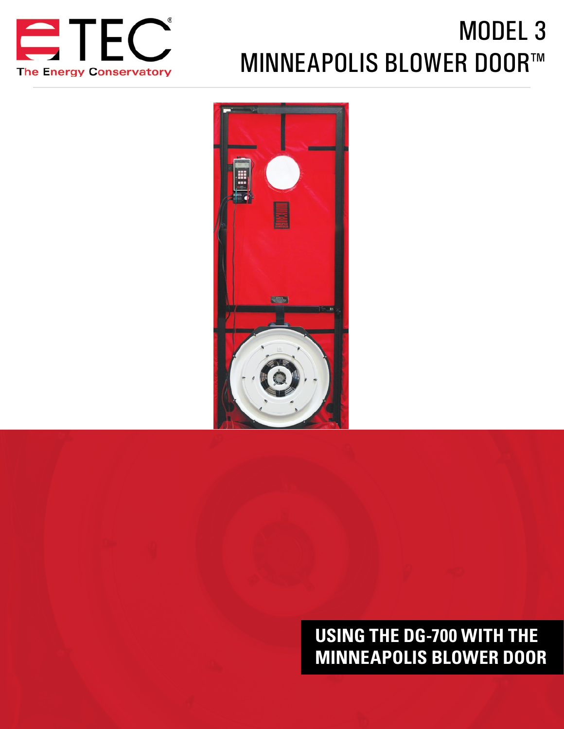TEC

The Energy Conservatory

# MODEL 3 MINNEAPOLIS BLOWER DOOR™

## USING THE DG-700 WITH THE MINNEAPOLIS BLOWER DOOR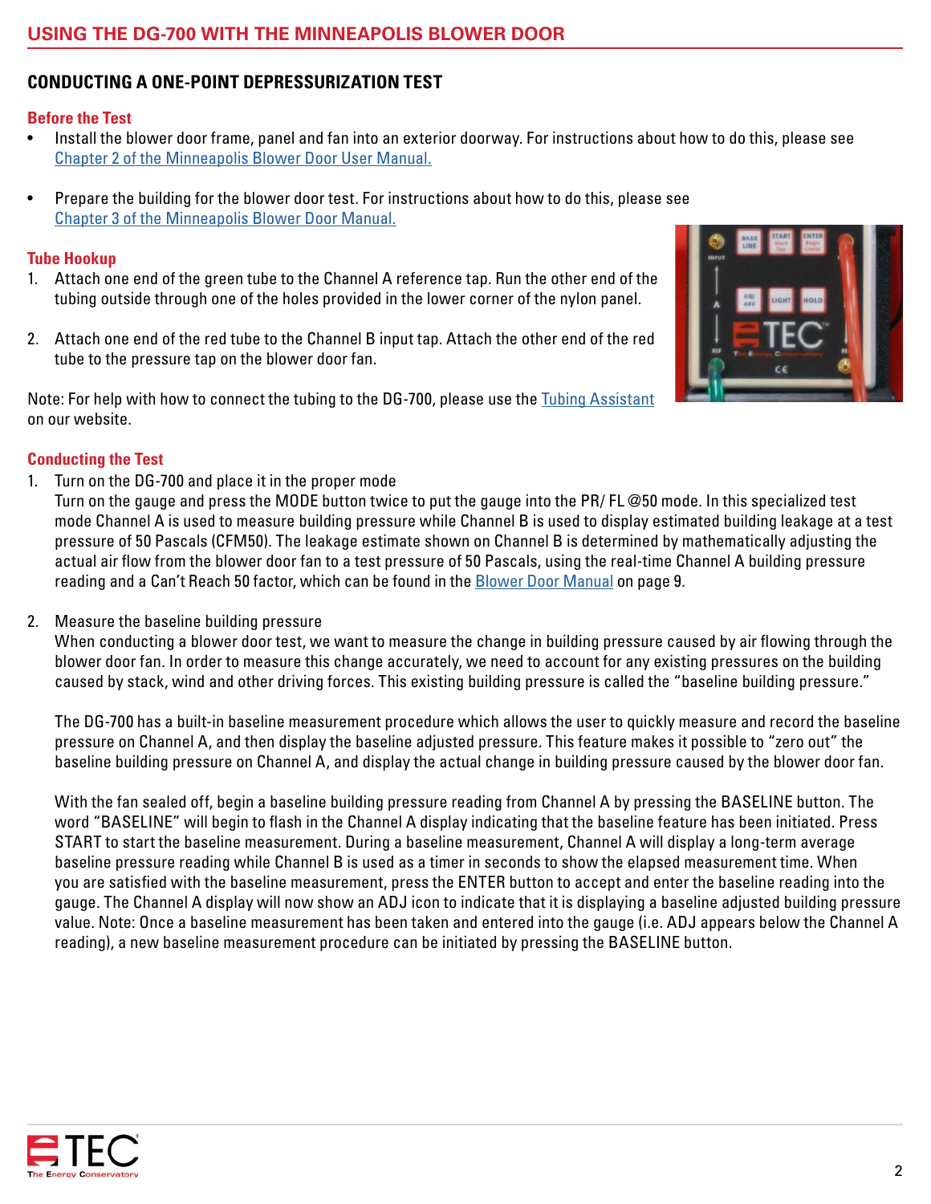## CONDUCTING A ONE-POINT DEPRESSURIZATION TEST

### Before the Test

- Install the blower door frame, panel and fan into an exterior doorway. For instructions about how to do this, please see Chapter 2 of the Minneapolis Blower Door User Manual.
- Prepare the building for the blower door test. For instructions about how to do this, please see Chapter 3 of the Minneapolis Blower Door Manual.

### Tube Hookup

1. Attach one end of the green tube to the Channel A reference tap. Run the other end of the tubing outside through one of the holes provided in the lower corner of the nylon panel.
2. Attach one end of the red tube to the Channel B input tap. Attach the other end of the red tube to the pressure tap on the blower door fan.

Note: For help with how to connect the tubing to the DG-700, please use the Tubing Assistant on our website.

### Conducting the Test

1. Turn on the DG-700 and place it in the proper mode
   Turn on the gauge and press the MODE button twice to put the gauge into the PR/ FL @50 mode. In this specialized test mode Channel A is used to measure building pressure while Channel B is used to display estimated building leakage at a test pressure of 50 Pascals (CFM50). The leakage estimate shown on Channel B is determined by mathematically adjusting the actual air flow from the blower door fan to a test pressure of 50 Pascals, using the real-time Channel A building pressure reading and a Can't Reach 50 factor, which can be found in the Blower Door Manual on page 9.

2. Measure the baseline building pressure
   When conducting a blower door test, we want to measure the change in building pressure caused by air flowing through the blower door fan. In order to measure this change accurately, we need to account for any existing pressures on the building caused by stack, wind and other driving forces. This existing building pressure is called the "baseline building pressure."

   The DG-700 has a built-in baseline measurement procedure which allows the user to quickly measure and record the baseline pressure on Channel A, and then display the baseline adjusted pressure. This feature makes it possible to "zero out" the baseline building pressure on Channel A, and display the actual change in building pressure caused by the blower door fan.

   With the fan sealed off, begin a baseline building pressure reading from Channel A by pressing the BASELINE button. The word "BASELINE" will begin to flash in the Channel A display indicating that the baseline feature has been initiated. Press START to start the baseline measurement. During a baseline measurement, Channel A will display a long-term average baseline pressure reading while Channel B is used as a timer in seconds to show the elapsed measurement time. When you are satisfied with the baseline measurement, press the ENTER button to accept and enter the baseline reading into the gauge. The Channel A display will now show an ADJ icon to indicate that it is displaying a baseline adjusted building pressure value. Note: Once a baseline measurement has been taken and entered into the gauge (i.e. ADJ appears below the Channel A reading), a new baseline measurement procedure can be initiated by pressing the BASELINE button.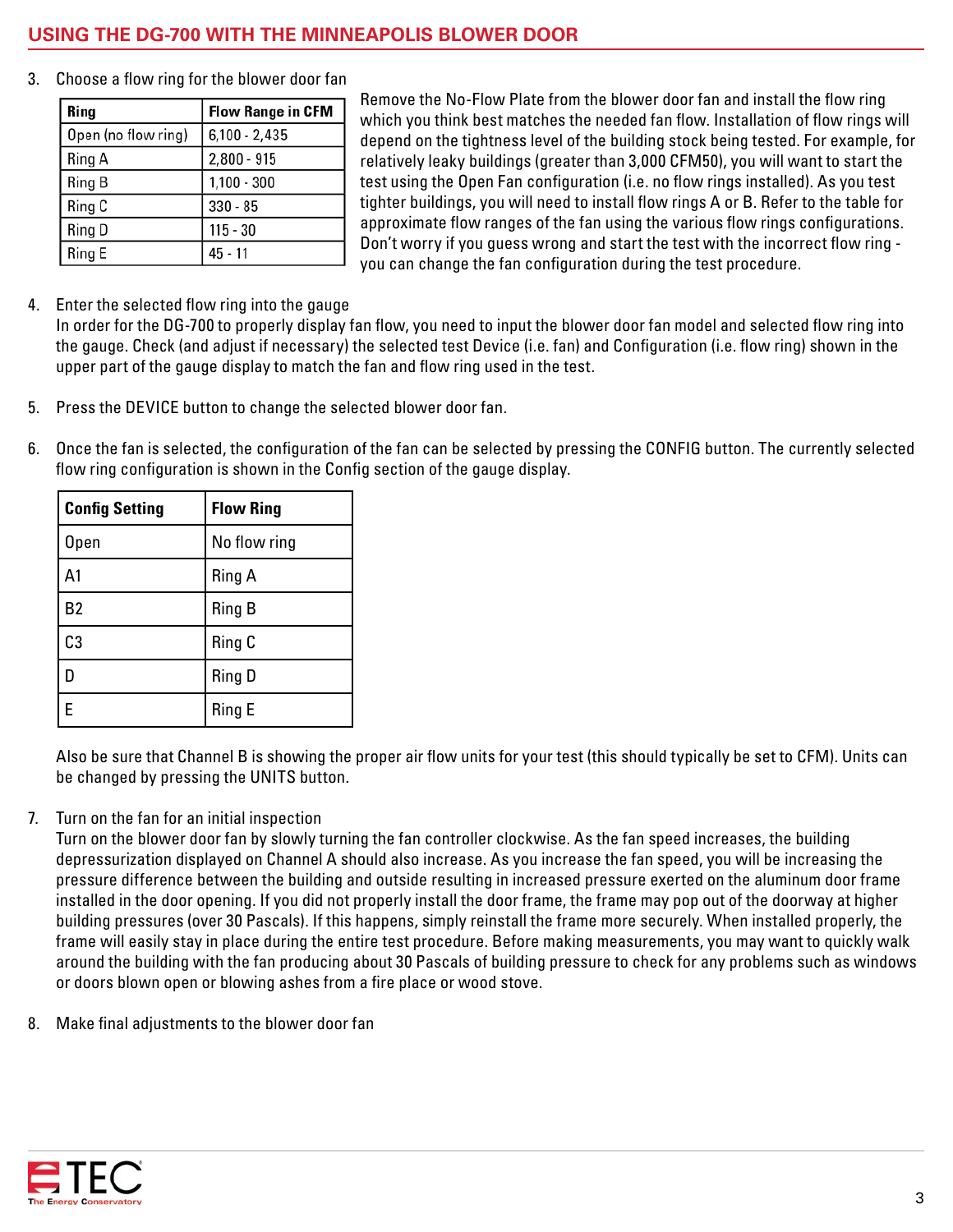## USING THE DG-700 WITH THE MINNEAPOLIS BLOWER DOOR

3. Choose a flow ring for the blower door fan

| Ring | Flow Range in CFM |
|---|---|
| Open (no flow ring) | 6,100 - 2,435 |
| Ring A | 2,800 - 915 |
| Ring B | 1,100 - 300 |
| Ring C | 330 - 85 |
| Ring D | 115 - 30 |
| Ring E | 45 - 11 |

Remove the No-Flow Plate from the blower door fan and install the flow ring which you think best matches the needed fan flow. Installation of flow rings will depend on the tightness level of the building stock being tested. For example, for relatively leaky buildings (greater than 3,000 CFM50), you will want to start the test using the Open Fan configuration (i.e. no flow rings installed). As you test tighter buildings, you will need to install flow rings A or B. Refer to the table for approximate flow ranges of the fan using the various flow rings configurations. Don't worry if you guess wrong and start the test with the incorrect flow ring - you can change the fan configuration during the test procedure.

4. Enter the selected flow ring into the gauge
   In order for the DG-700 to properly display fan flow, you need to input the blower door fan model and selected flow ring into the gauge. Check (and adjust if necessary) the selected test Device (i.e. fan) and Configuration (i.e. flow ring) shown in the upper part of the gauge display to match the fan and flow ring used in the test.

5. Press the DEVICE button to change the selected blower door fan.

6. Once the fan is selected, the configuration of the fan can be selected by pressing the CONFIG button. The currently selected flow ring configuration is shown in the Config section of the gauge display.

| Config Setting | Flow Ring |
|---|---|
| Open | No flow ring |
| A1 | Ring A |
| B2 | Ring B |
| C3 | Ring C |
| D | Ring D |
| E | Ring E |

   Also be sure that Channel B is showing the proper air flow units for your test (this should typically be set to CFM). Units can be changed by pressing the UNITS button.

7. Turn on the fan for an initial inspection
   Turn on the blower door fan by slowly turning the fan controller clockwise. As the fan speed increases, the building depressurization displayed on Channel A should also increase. As you increase the fan speed, you will be increasing the pressure difference between the building and outside resulting in increased pressure exerted on the aluminum door frame installed in the door opening. If you did not properly install the door frame, the frame may pop out of the doorway at higher building pressures (over 30 Pascals). If this happens, simply reinstall the frame more securely. When installed properly, the frame will easily stay in place during the entire test procedure. Before making measurements, you may want to quickly walk around the building with the fan producing about 30 Pascals of building pressure to check for any problems such as windows or doors blown open or blowing ashes from a fire place or wood stove.

8. Make final adjustments to the blower door fan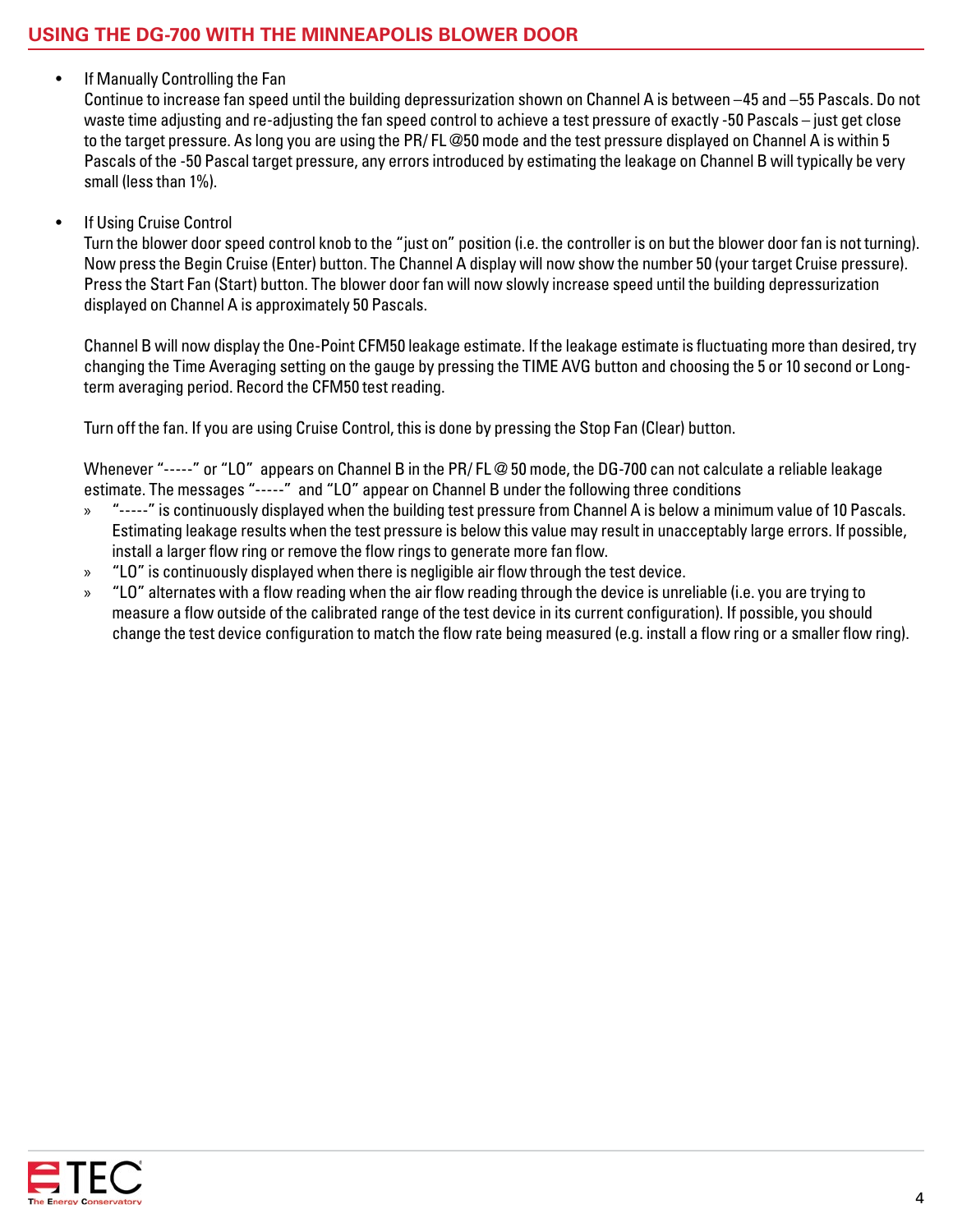- If Manually Controlling the Fan
  Continue to increase fan speed until the building depressurization shown on Channel A is between –45 and –55 Pascals. Do not waste time adjusting and re-adjusting the fan speed control to achieve a test pressure of exactly -50 Pascals – just get close to the target pressure. As long you are using the PR/ FL @50 mode and the test pressure displayed on Channel A is within 5 Pascals of the -50 Pascal target pressure, any errors introduced by estimating the leakage on Channel B will typically be very small (less than 1%).

- If Using Cruise Control
  Turn the blower door speed control knob to the "just on" position (i.e. the controller is on but the blower door fan is not turning). Now press the Begin Cruise (Enter) button. The Channel A display will now show the number 50 (your target Cruise pressure). Press the Start Fan (Start) button. The blower door fan will now slowly increase speed until the building depressurization displayed on Channel A is approximately 50 Pascals.

  Channel B will now display the One-Point CFM50 leakage estimate. If the leakage estimate is fluctuating more than desired, try changing the Time Averaging setting on the gauge by pressing the TIME AVG button and choosing the 5 or 10 second or Long-term averaging period. Record the CFM50 test reading.

  Turn off the fan. If you are using Cruise Control, this is done by pressing the Stop Fan (Clear) button.

  Whenever "-----" or "LO" appears on Channel B in the PR/ FL @ 50 mode, the DG-700 can not calculate a reliable leakage estimate. The messages "-----" and "LO" appear on Channel B under the following three conditions

  - "-----" is continuously displayed when the building test pressure from Channel A is below a minimum value of 10 Pascals. Estimating leakage results when the test pressure is below this value may result in unacceptably large errors. If possible, install a larger flow ring or remove the flow rings to generate more fan flow.
  - "LO" is continuously displayed when there is negligible air flow through the test device.
  - "LO" alternates with a flow reading when the air flow reading through the device is unreliable (i.e. you are trying to measure a flow outside of the calibrated range of the test device in its current configuration). If possible, you should change the test device configuration to match the flow rate being measured (e.g. install a flow ring or a smaller flow ring).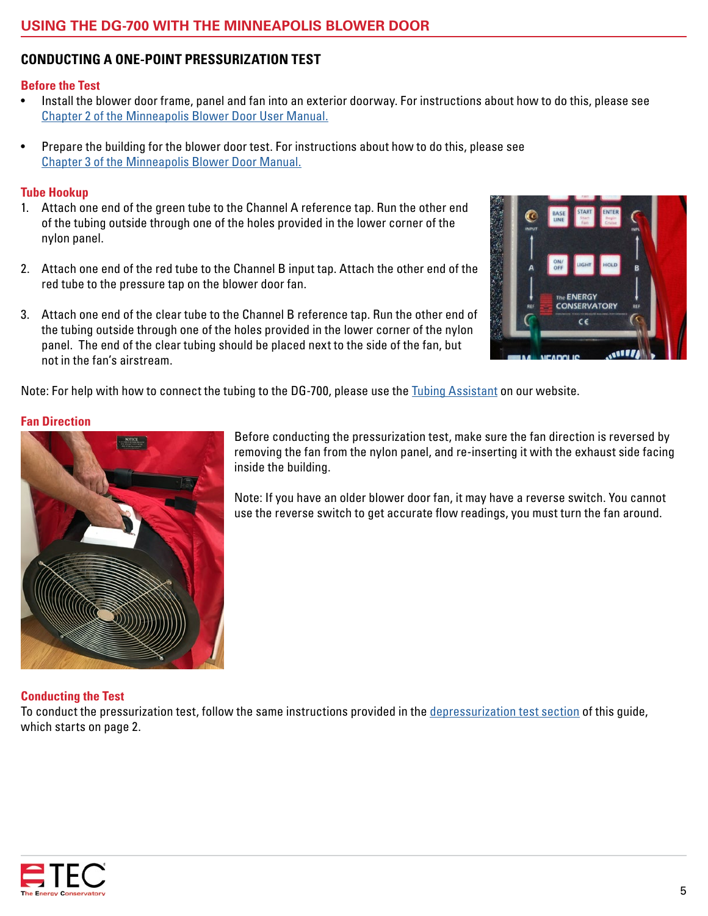## CONDUCTING A ONE-POINT PRESSURIZATION TEST

### Before the Test

- Install the blower door frame, panel and fan into an exterior doorway. For instructions about how to do this, please see Chapter 2 of the Minneapolis Blower Door User Manual.
- Prepare the building for the blower door test. For instructions about how to do this, please see Chapter 3 of the Minneapolis Blower Door Manual.

### Tube Hookup

1. Attach one end of the green tube to the Channel A reference tap. Run the other end of the tubing outside through one of the holes provided in the lower corner of the nylon panel.
2. Attach one end of the red tube to the Channel B input tap. Attach the other end of the red tube to the pressure tap on the blower door fan.
3. Attach one end of the clear tube to the Channel B reference tap. Run the other end of the tubing outside through one of the holes provided in the lower corner of the nylon panel. The end of the clear tubing should be placed next to the side of the fan, but not in the fan's airstream.

Note: For help with how to connect the tubing to the DG-700, please use the Tubing Assistant on our website.

### Fan Direction

Before conducting the pressurization test, make sure the fan direction is reversed by removing the fan from the nylon panel, and re-inserting it with the exhaust side facing inside the building.

Note: If you have an older blower door fan, it may have a reverse switch. You cannot use the reverse switch to get accurate flow readings, you must turn the fan around.

### Conducting the Test

To conduct the pressurization test, follow the same instructions provided in the depressurization test section of this guide, which starts on page 2.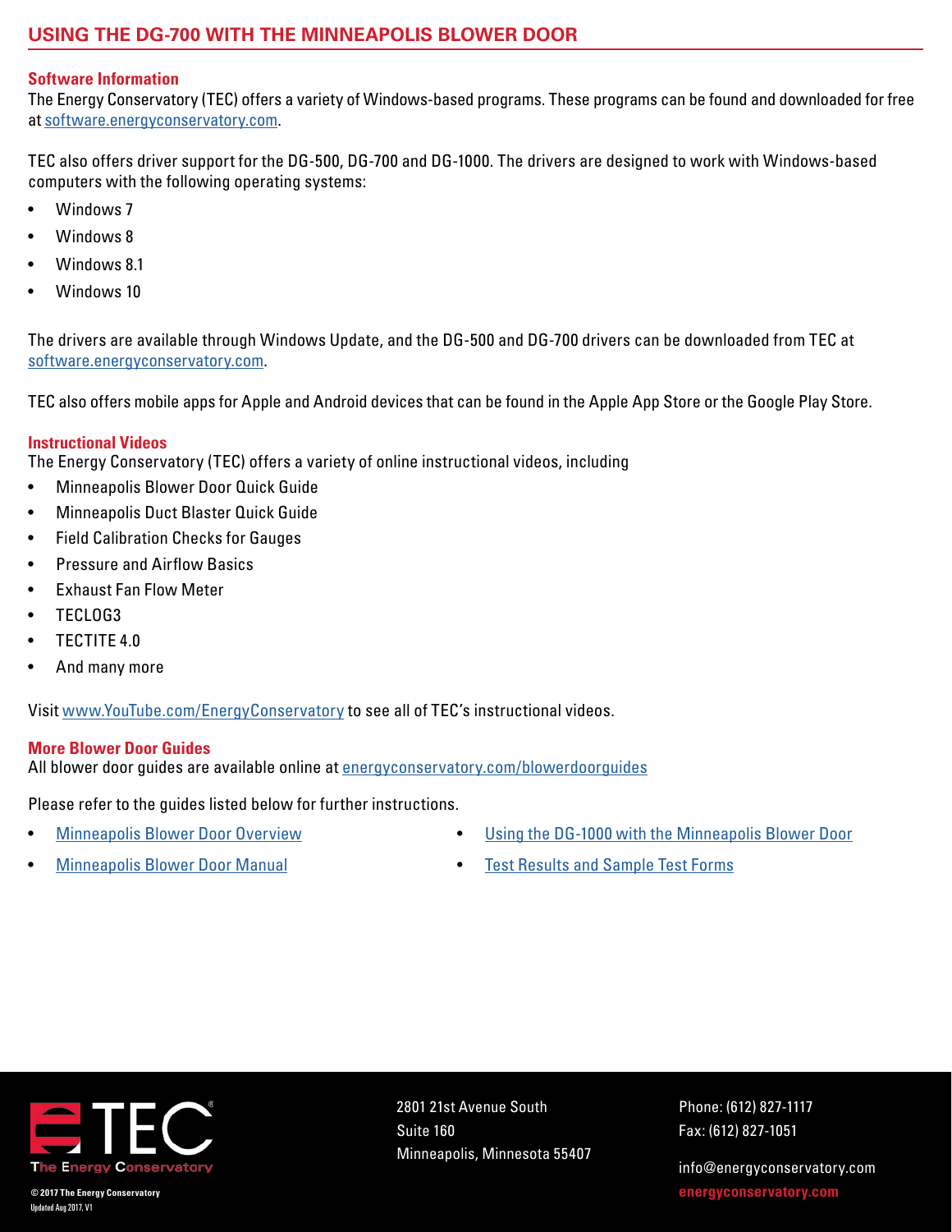## Software Information

The Energy Conservatory (TEC) offers a variety of Windows-based programs. These programs can be found and downloaded for free at [software.energyconservatory.com](software.energyconservatory.com).

TEC also offers driver support for the DG-500, DG-700 and DG-1000. The drivers are designed to work with Windows-based computers with the following operating systems:

- Windows 7
- Windows 8
- Windows 8.1
- Windows 10

The drivers are available through Windows Update, and the DG-500 and DG-700 drivers can be downloaded from TEC at [software.energyconservatory.com](software.energyconservatory.com).

TEC also offers mobile apps for Apple and Android devices that can be found in the Apple App Store or the Google Play Store.

## Instructional Videos

The Energy Conservatory (TEC) offers a variety of online instructional videos, including

- Minneapolis Blower Door Quick Guide
- Minneapolis Duct Blaster Quick Guide
- Field Calibration Checks for Gauges
- Pressure and Airflow Basics
- Exhaust Fan Flow Meter
- TECLOG3
- TECTITE 4.0
- And many more

Visit [www.YouTube.com/EnergyConservatory](www.YouTube.com/EnergyConservatory) to see all of TEC's instructional videos.

## More Blower Door Guides

All blower door guides are available online at [energyconservatory.com/blowerdoorguides](energyconservatory.com/blowerdoorguides)

Please refer to the guides listed below for further instructions.

- Minneapolis Blower Door Overview
- Minneapolis Blower Door Manual
- Using the DG-1000 with the Minneapolis Blower Door
- Test Results and Sample Test Forms

TEC
The Energy Conservatory

© 2017 The Energy Conservatory
Updated Aug 2017, V1

2801 21st Avenue South
Suite 160
Minneapolis, Minnesota 55407

Phone: (612) 827-1117
Fax: (612) 827-1051

info@energyconservatory.com
**energyconservatory.com**